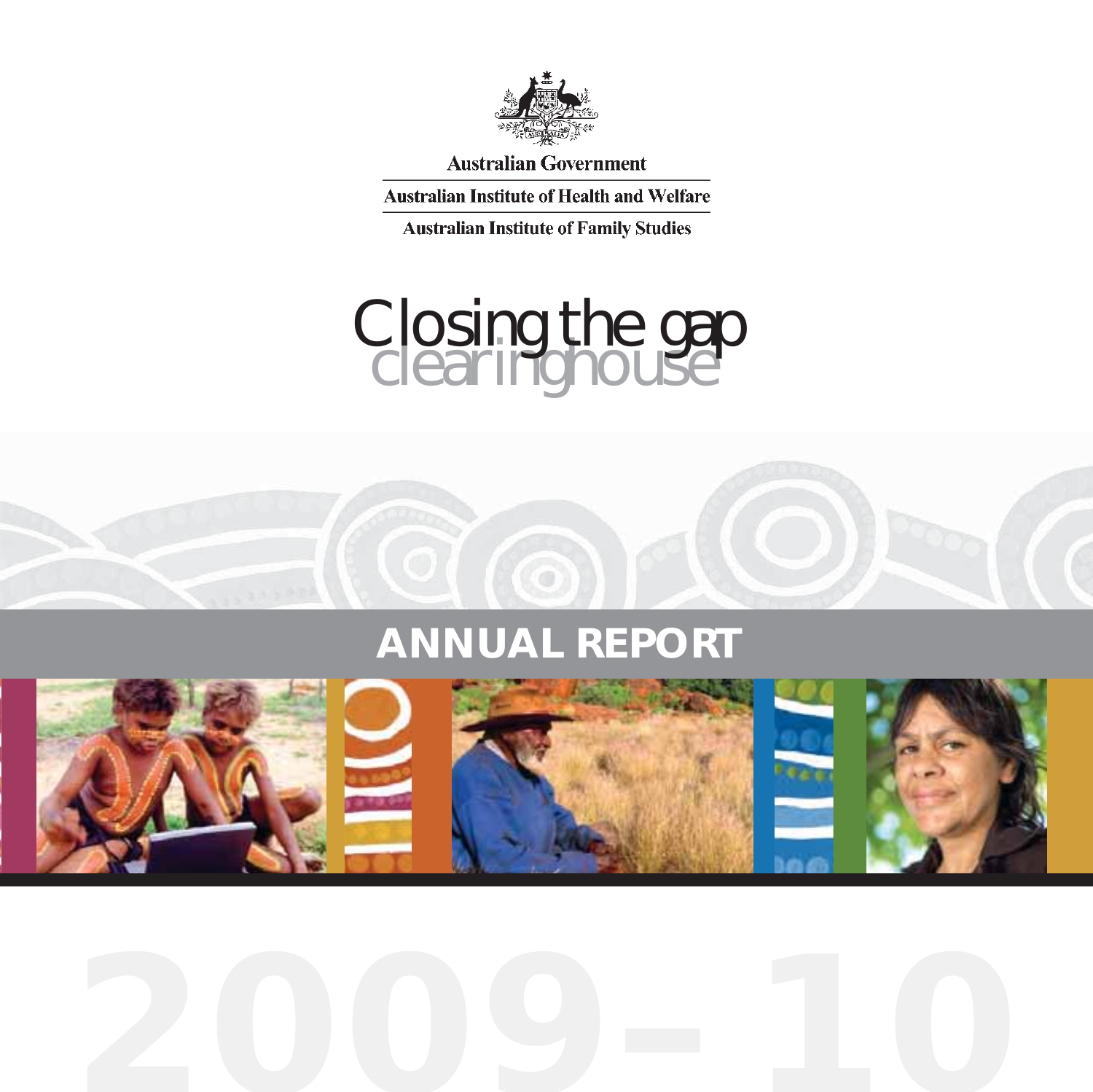Australian Government

Australian Institute of Health and Welfare

Australian Institute of Family Studies

# Closing the gap clearinghouse

## ANNUAL REPORT

# 2009–10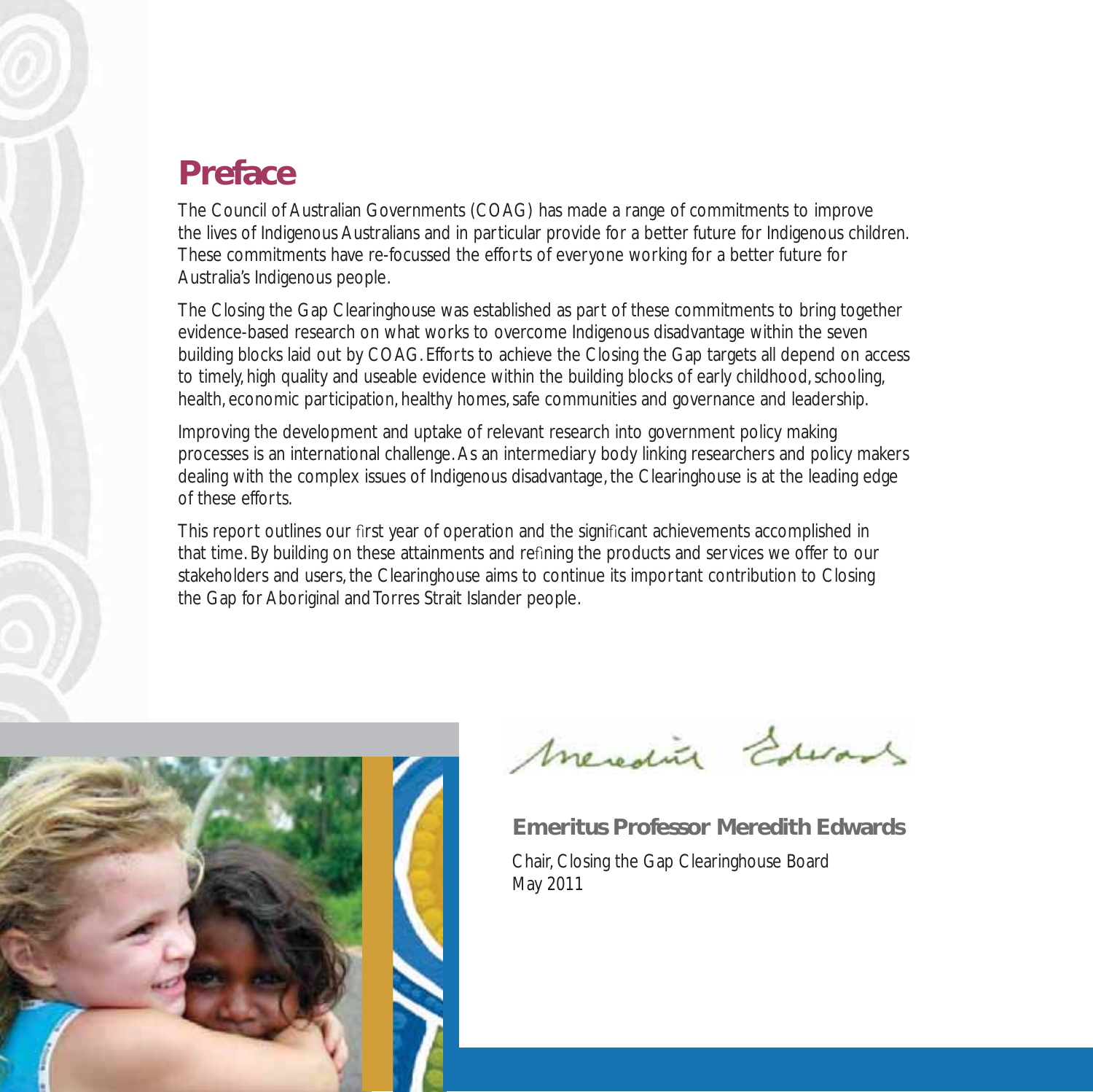# Preface

The Council of Australian Governments (COAG) has made a range of commitments to improve the lives of Indigenous Australians and in particular provide for a better future for Indigenous children. These commitments have re-focussed the efforts of everyone working for a better future for Australia's Indigenous people.

The Closing the Gap Clearinghouse was established as part of these commitments to bring together evidence-based research on what works to overcome Indigenous disadvantage within the seven building blocks laid out by COAG. Efforts to achieve the Closing the Gap targets all depend on access to timely, high quality and useable evidence within the building blocks of early childhood, schooling, health, economic participation, healthy homes, safe communities and governance and leadership.

Improving the development and uptake of relevant research into government policy making processes is an international challenge. As an intermediary body linking researchers and policy makers dealing with the complex issues of Indigenous disadvantage, the Clearinghouse is at the leading edge of these efforts.

This report outlines our first year of operation and the significant achievements accomplished in that time. By building on these attainments and refining the products and services we offer to our stakeholders and users, the Clearinghouse aims to continue its important contribution to Closing the Gap for Aboriginal and Torres Strait Islander people.

**Emeritus Professor Meredith Edwards**

Chair, Closing the Gap Clearinghouse Board
May 2011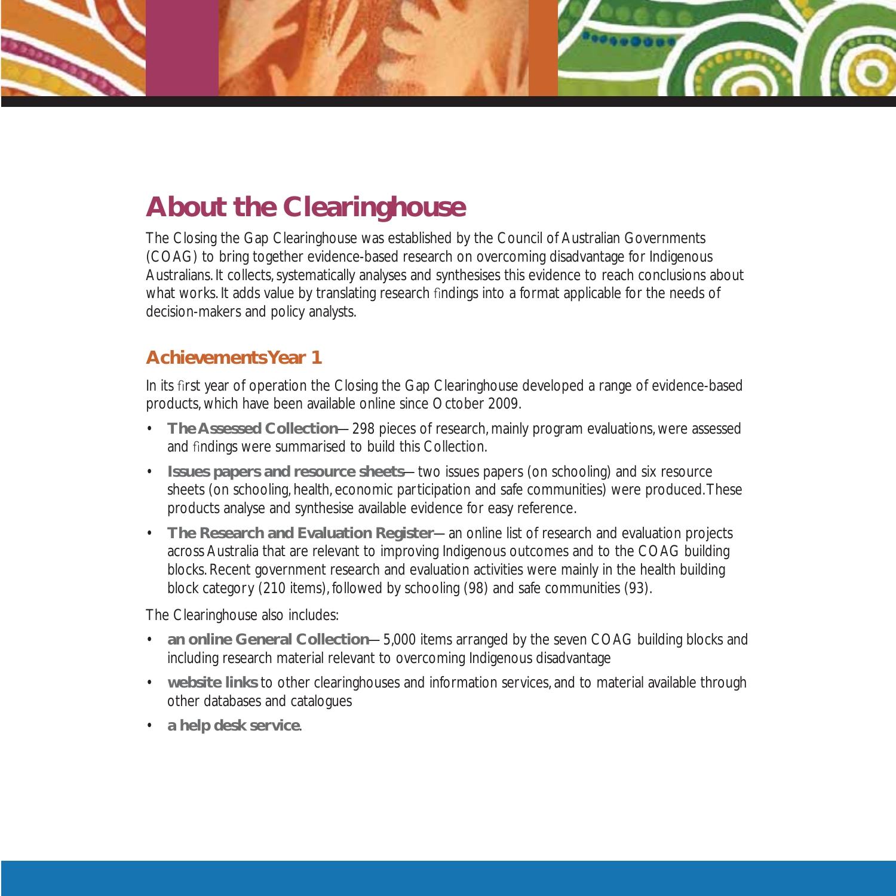# About the Clearinghouse

The Closing the Gap Clearinghouse was established by the Council of Australian Governments (COAG) to bring together evidence-based research on overcoming disadvantage for Indigenous Australians. It collects, systematically analyses and synthesises this evidence to reach conclusions about what works. It adds value by translating research findings into a format applicable for the needs of decision-makers and policy analysts.

## Achievements Year 1

In its first year of operation the Closing the Gap Clearinghouse developed a range of evidence-based products, which have been available online since October 2009.

- **The Assessed Collection** — 298 pieces of research, mainly program evaluations, were assessed and findings were summarised to build this Collection.
- **Issues papers and resource sheets** — two issues papers (on schooling) and six resource sheets (on schooling, health, economic participation and safe communities) were produced. These products analyse and synthesise available evidence for easy reference.
- **The Research and Evaluation Register** — an online list of research and evaluation projects across Australia that are relevant to improving Indigenous outcomes and to the COAG building blocks. Recent government research and evaluation activities were mainly in the health building block category (210 items), followed by schooling (98) and safe communities (93).

The Clearinghouse also includes:

- **an online General Collection** — 5,000 items arranged by the seven COAG building blocks and including research material relevant to overcoming Indigenous disadvantage
- **website links** to other clearinghouses and information services, and to material available through other databases and catalogues
- **a help desk service**.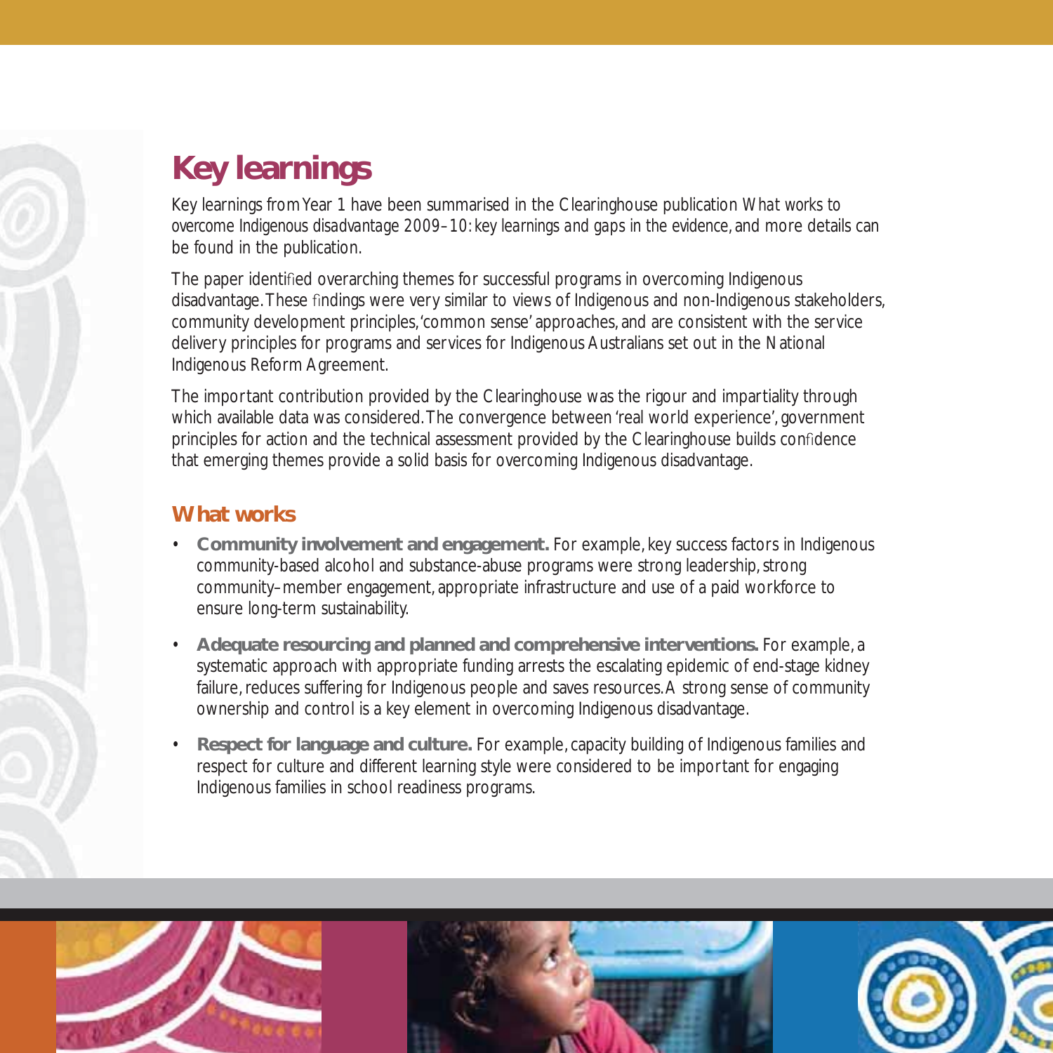# Key learnings

Key learnings from Year 1 have been summarised in the Clearinghouse publication *What works to overcome Indigenous disadvantage 2009–10: key learnings and gaps in the evidence*, and more details can be found in the publication.

The paper identified overarching themes for successful programs in overcoming Indigenous disadvantage. These findings were very similar to views of Indigenous and non-Indigenous stakeholders, community development principles, 'common sense' approaches, and are consistent with the service delivery principles for programs and services for Indigenous Australians set out in the National Indigenous Reform Agreement.

The important contribution provided by the Clearinghouse was the rigour and impartiality through which available data was considered. The convergence between 'real world experience', government principles for action and the technical assessment provided by the Clearinghouse builds confidence that emerging themes provide a solid basis for overcoming Indigenous disadvantage.

## What works

- **Community involvement and engagement.** For example, key success factors in Indigenous community-based alcohol and substance-abuse programs were strong leadership, strong community–member engagement, appropriate infrastructure and use of a paid workforce to ensure long-term sustainability.
- **Adequate resourcing and planned and comprehensive interventions.** For example, a systematic approach with appropriate funding arrests the escalating epidemic of end-stage kidney failure, reduces suffering for Indigenous people and saves resources. A strong sense of community ownership and control is a key element in overcoming Indigenous disadvantage.
- **Respect for language and culture.** For example, capacity building of Indigenous families and respect for culture and different learning style were considered to be important for engaging Indigenous families in school readiness programs.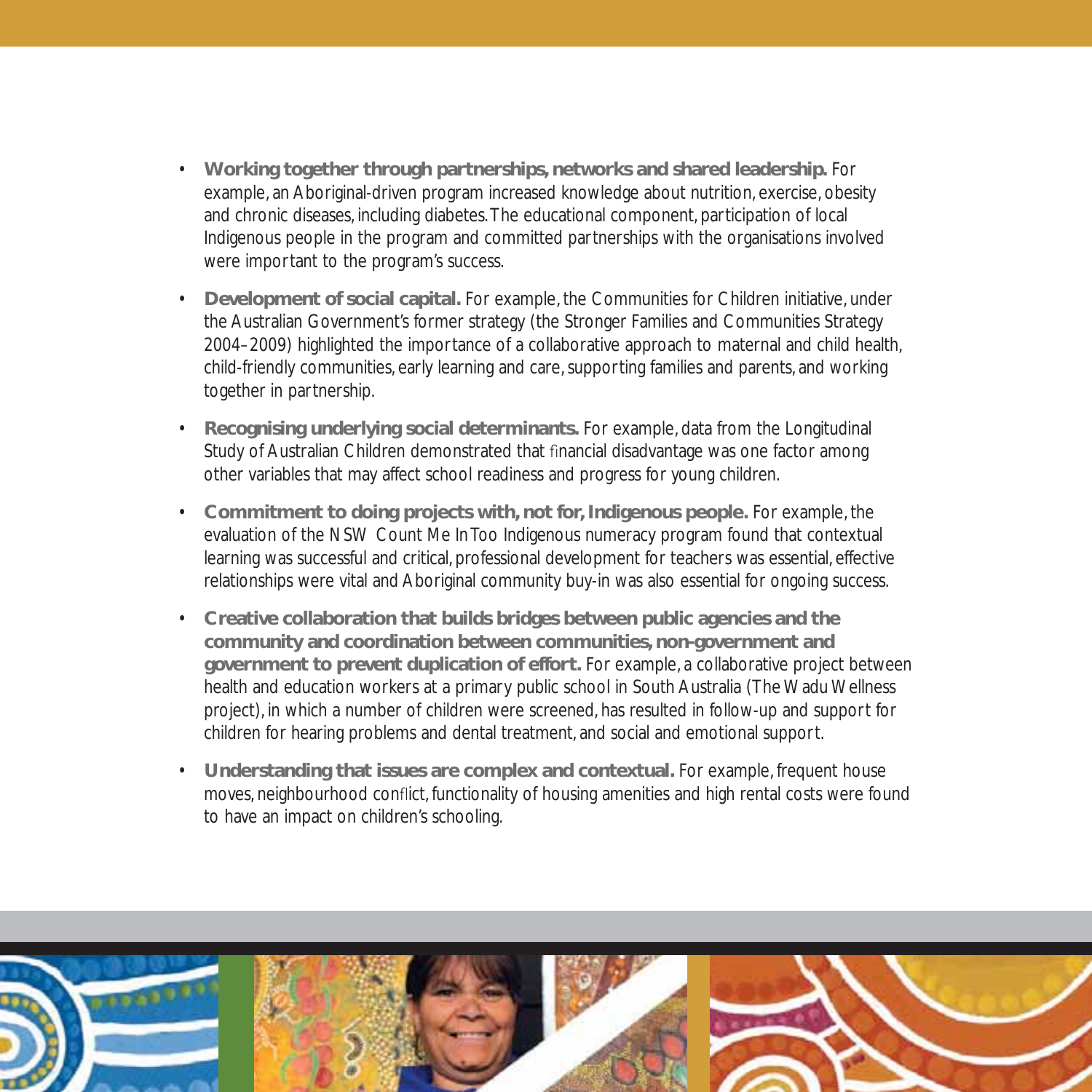- **Working together through partnerships, networks and shared leadership.** For example, an Aboriginal-driven program increased knowledge about nutrition, exercise, obesity and chronic diseases, including diabetes. The educational component, participation of local Indigenous people in the program and committed partnerships with the organisations involved were important to the program's success.
- **Development of social capital.** For example, the Communities for Children initiative, under the Australian Government's former strategy (the Stronger Families and Communities Strategy 2004–2009) highlighted the importance of a collaborative approach to maternal and child health, child-friendly communities, early learning and care, supporting families and parents, and working together in partnership.
- **Recognising underlying social determinants.** For example, data from the Longitudinal Study of Australian Children demonstrated that financial disadvantage was one factor among other variables that may affect school readiness and progress for young children.
- **Commitment to doing projects with, not for, Indigenous people.** For example, the evaluation of the NSW Count Me In Too Indigenous numeracy program found that contextual learning was successful and critical, professional development for teachers was essential, effective relationships were vital and Aboriginal community buy-in was also essential for ongoing success.
- **Creative collaboration that builds bridges between public agencies and the community and coordination between communities, non-government and government to prevent duplication of effort.** For example, a collaborative project between health and education workers at a primary public school in South Australia (The Wadu Wellness project), in which a number of children were screened, has resulted in follow-up and support for children for hearing problems and dental treatment, and social and emotional support.
- **Understanding that issues are complex and contextual.** For example, frequent house moves, neighbourhood conflict, functionality of housing amenities and high rental costs were found to have an impact on children's schooling.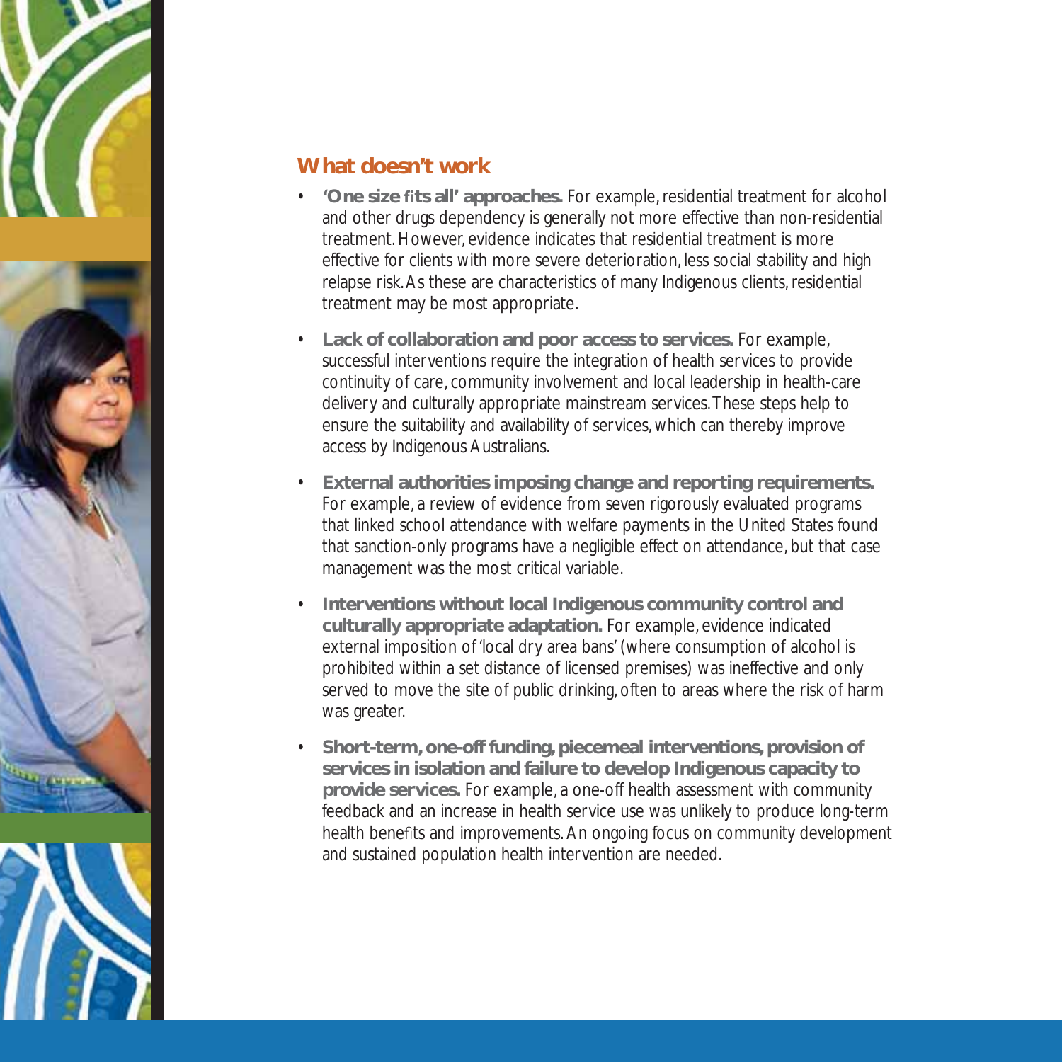## What doesn't work

- **'One size fits all' approaches.** For example, residential treatment for alcohol and other drugs dependency is generally not more effective than non-residential treatment. However, evidence indicates that residential treatment is more effective for clients with more severe deterioration, less social stability and high relapse risk. As these are characteristics of many Indigenous clients, residential treatment may be most appropriate.
- **Lack of collaboration and poor access to services.** For example, successful interventions require the integration of health services to provide continuity of care, community involvement and local leadership in health-care delivery and culturally appropriate mainstream services. These steps help to ensure the suitability and availability of services, which can thereby improve access by Indigenous Australians.
- **External authorities imposing change and reporting requirements.** For example, a review of evidence from seven rigorously evaluated programs that linked school attendance with welfare payments in the United States found that sanction-only programs have a negligible effect on attendance, but that case management was the most critical variable.
- **Interventions without local Indigenous community control and culturally appropriate adaptation.** For example, evidence indicated external imposition of 'local dry area bans' (where consumption of alcohol is prohibited within a set distance of licensed premises) was ineffective and only served to move the site of public drinking, often to areas where the risk of harm was greater.
- **Short-term, one-off funding, piecemeal interventions, provision of services in isolation and failure to develop Indigenous capacity to provide services.** For example, a one-off health assessment with community feedback and an increase in health service use was unlikely to produce long-term health benefits and improvements. An ongoing focus on community development and sustained population health intervention are needed.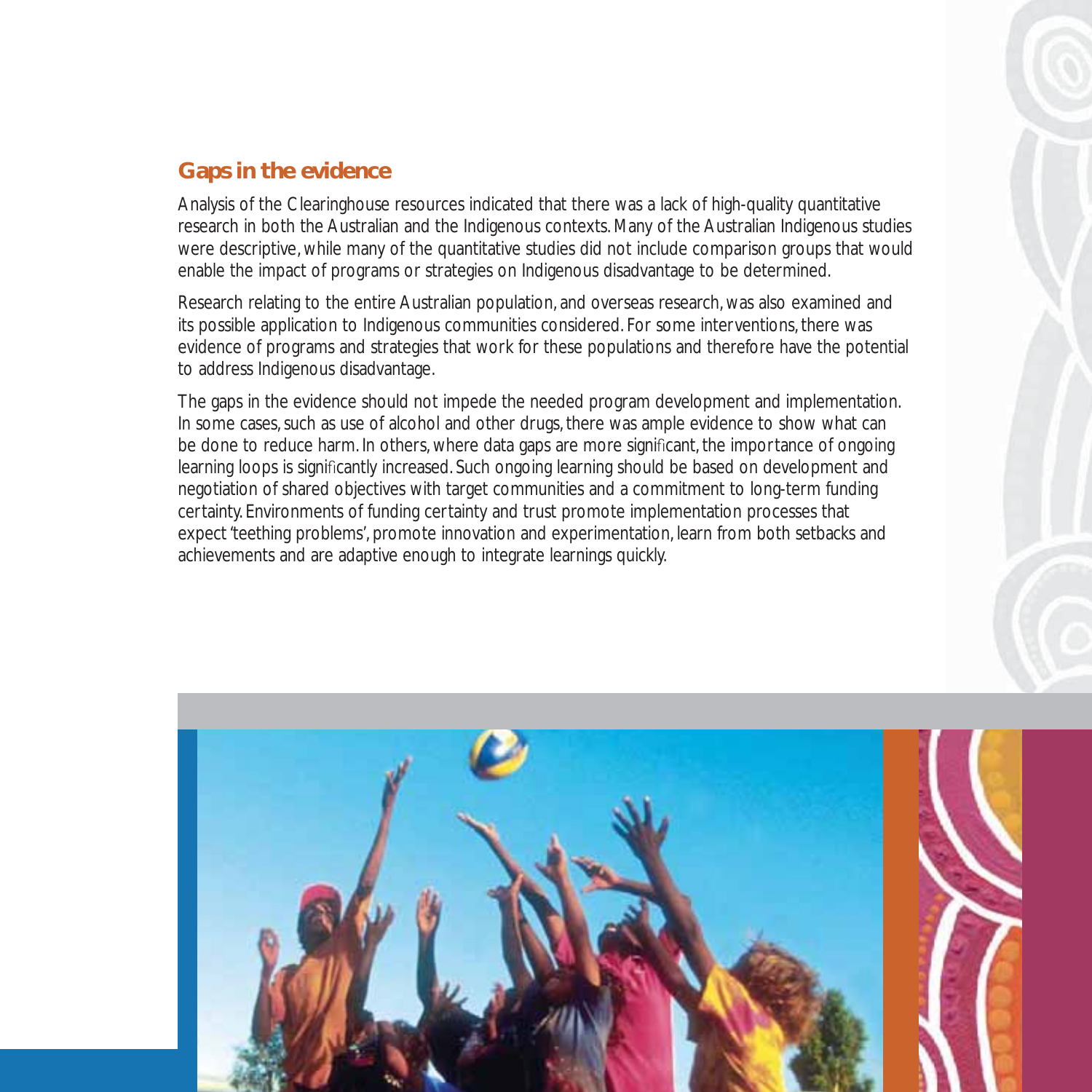## Gaps in the evidence

Analysis of the Clearinghouse resources indicated that there was a lack of high-quality quantitative research in both the Australian and the Indigenous contexts. Many of the Australian Indigenous studies were descriptive, while many of the quantitative studies did not include comparison groups that would enable the impact of programs or strategies on Indigenous disadvantage to be determined.

Research relating to the entire Australian population, and overseas research, was also examined and its possible application to Indigenous communities considered. For some interventions, there was evidence of programs and strategies that work for these populations and therefore have the potential to address Indigenous disadvantage.

The gaps in the evidence should not impede the needed program development and implementation. In some cases, such as use of alcohol and other drugs, there was ample evidence to show what can be done to reduce harm. In others, where data gaps are more significant, the importance of ongoing learning loops is significantly increased. Such ongoing learning should be based on development and negotiation of shared objectives with target communities and a commitment to long-term funding certainty. Environments of funding certainty and trust promote implementation processes that expect 'teething problems', promote innovation and experimentation, learn from both setbacks and achievements and are adaptive enough to integrate learnings quickly.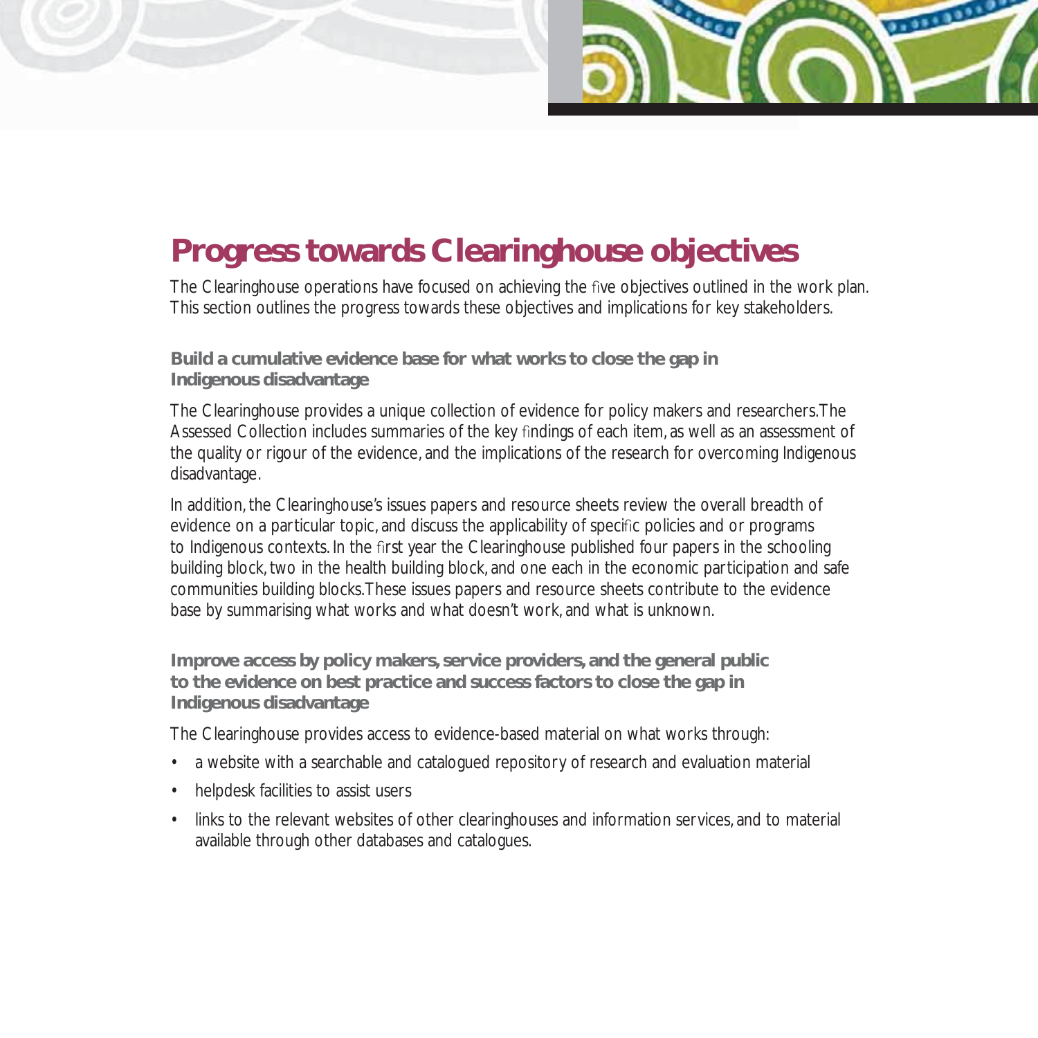# Progress towards Clearinghouse objectives

The Clearinghouse operations have focused on achieving the five objectives outlined in the work plan. This section outlines the progress towards these objectives and implications for key stakeholders.

### Build a cumulative evidence base for what works to close the gap in Indigenous disadvantage

The Clearinghouse provides a unique collection of evidence for policy makers and researchers. The Assessed Collection includes summaries of the key findings of each item, as well as an assessment of the quality or rigour of the evidence, and the implications of the research for overcoming Indigenous disadvantage.

In addition, the Clearinghouse's issues papers and resource sheets review the overall breadth of evidence on a particular topic, and discuss the applicability of specific policies and or programs to Indigenous contexts. In the first year the Clearinghouse published four papers in the schooling building block, two in the health building block, and one each in the economic participation and safe communities building blocks. These issues papers and resource sheets contribute to the evidence base by summarising what works and what doesn't work, and what is unknown.

### Improve access by policy makers, service providers, and the general public to the evidence on best practice and success factors to close the gap in Indigenous disadvantage

The Clearinghouse provides access to evidence-based material on what works through:

- a website with a searchable and catalogued repository of research and evaluation material
- helpdesk facilities to assist users
- links to the relevant websites of other clearinghouses and information services, and to material available through other databases and catalogues.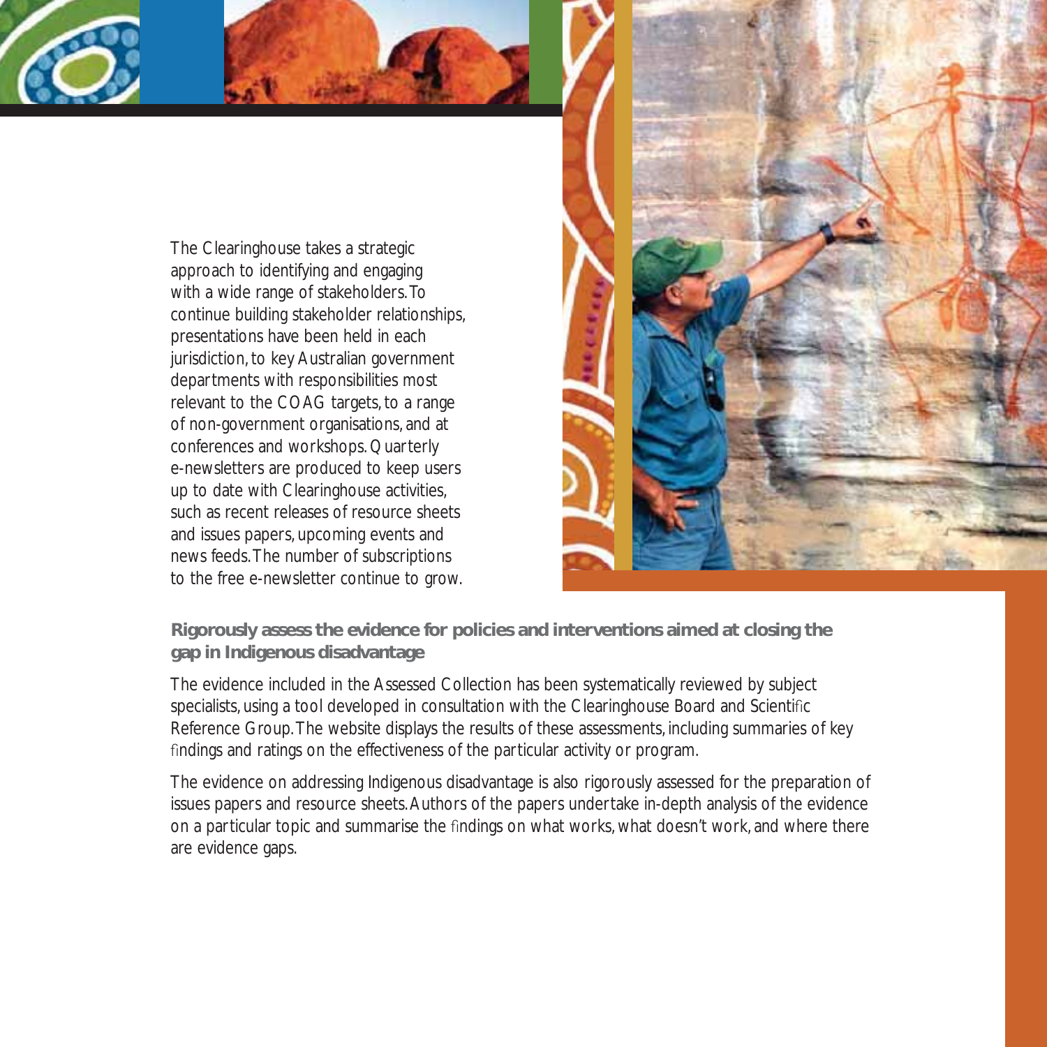The Clearinghouse takes a strategic approach to identifying and engaging with a wide range of stakeholders. To continue building stakeholder relationships, presentations have been held in each jurisdiction, to key Australian government departments with responsibilities most relevant to the COAG targets, to a range of non-government organisations, and at conferences and workshops. Quarterly e-newsletters are produced to keep users up to date with Clearinghouse activities, such as recent releases of resource sheets and issues papers, upcoming events and news feeds. The number of subscriptions to the free e-newsletter continue to grow.

### Rigorously assess the evidence for policies and interventions aimed at closing the gap in Indigenous disadvantage

The evidence included in the Assessed Collection has been systematically reviewed by subject specialists, using a tool developed in consultation with the Clearinghouse Board and Scientific Reference Group. The website displays the results of these assessments, including summaries of key findings and ratings on the effectiveness of the particular activity or program.

The evidence on addressing Indigenous disadvantage is also rigorously assessed for the preparation of issues papers and resource sheets. Authors of the papers undertake in-depth analysis of the evidence on a particular topic and summarise the findings on what works, what doesn't work, and where there are evidence gaps.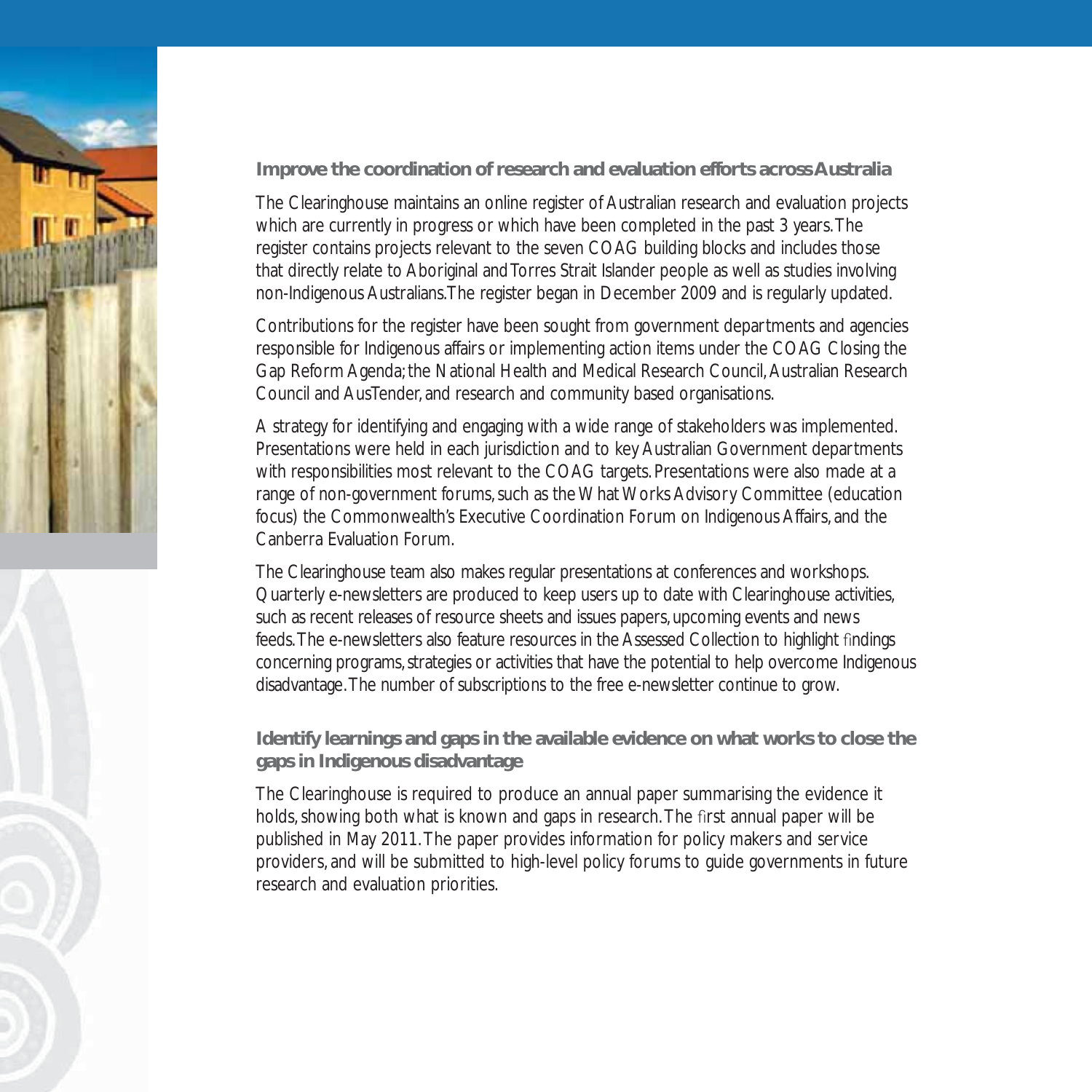### Improve the coordination of research and evaluation efforts across Australia

The Clearinghouse maintains an online register of Australian research and evaluation projects which are currently in progress or which have been completed in the past 3 years. The register contains projects relevant to the seven COAG building blocks and includes those that directly relate to Aboriginal and Torres Strait Islander people as well as studies involving non-Indigenous Australians. The register began in December 2009 and is regularly updated.

Contributions for the register have been sought from government departments and agencies responsible for Indigenous affairs or implementing action items under the COAG Closing the Gap Reform Agenda; the National Health and Medical Research Council, Australian Research Council and AusTender, and research and community based organisations.

A strategy for identifying and engaging with a wide range of stakeholders was implemented. Presentations were held in each jurisdiction and to key Australian Government departments with responsibilities most relevant to the COAG targets. Presentations were also made at a range of non-government forums, such as the What Works Advisory Committee (education focus) the Commonwealth's Executive Coordination Forum on Indigenous Affairs, and the Canberra Evaluation Forum.

The Clearinghouse team also makes regular presentations at conferences and workshops. Quarterly e-newsletters are produced to keep users up to date with Clearinghouse activities, such as recent releases of resource sheets and issues papers, upcoming events and news feeds. The e-newsletters also feature resources in the Assessed Collection to highlight findings concerning programs, strategies or activities that have the potential to help overcome Indigenous disadvantage. The number of subscriptions to the free e-newsletter continue to grow.

### Identify learnings and gaps in the available evidence on what works to close the gaps in Indigenous disadvantage

The Clearinghouse is required to produce an annual paper summarising the evidence it holds, showing both what is known and gaps in research. The first annual paper will be published in May 2011. The paper provides information for policy makers and service providers, and will be submitted to high-level policy forums to guide governments in future research and evaluation priorities.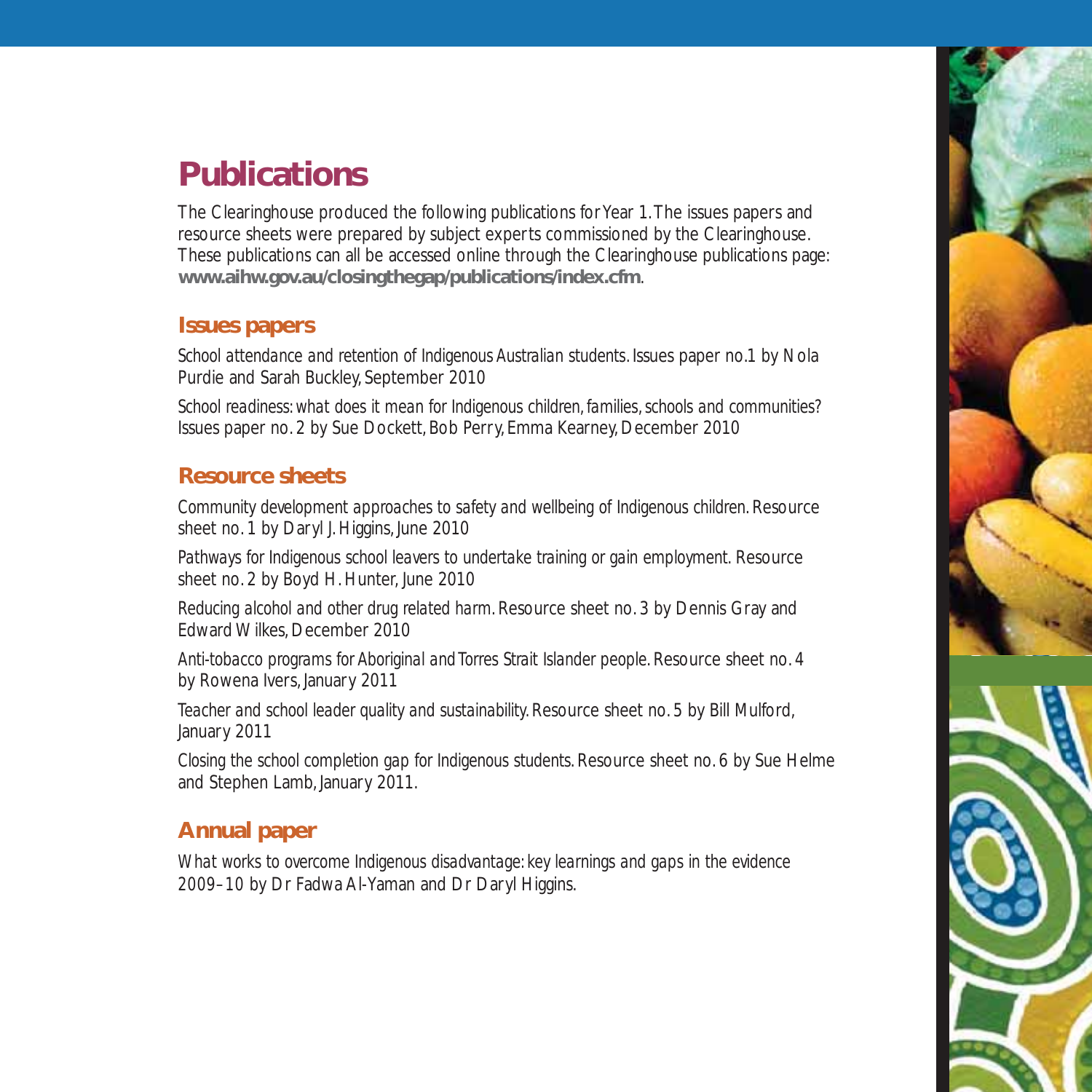# Publications

The Clearinghouse produced the following publications for Year 1. The issues papers and resource sheets were prepared by subject experts commissioned by the Clearinghouse. These publications can all be accessed online through the Clearinghouse publications page: **www.aihw.gov.au/closingthegap/publications/index.cfm**.

## Issues papers

*School attendance and retention of Indigenous Australian students.* Issues paper no.1 by Nola Purdie and Sarah Buckley, September 2010

*School readiness: what does it mean for Indigenous children, families, schools and communities?* Issues paper no. 2 by Sue Dockett, Bob Perry, Emma Kearney, December 2010

## Resource sheets

*Community development approaches to safety and wellbeing of Indigenous children.* Resource sheet no. 1 by Daryl J. Higgins, June 2010

*Pathways for Indigenous school leavers to undertake training or gain employment.* Resource sheet no. 2 by Boyd H. Hunter, June 2010

*Reducing alcohol and other drug related harm.* Resource sheet no. 3 by Dennis Gray and Edward Wilkes, December 2010

*Anti-tobacco programs for Aboriginal and Torres Strait Islander people.* Resource sheet no. 4 by Rowena Ivers, January 2011

*Teacher and school leader quality and sustainability.* Resource sheet no. 5 by Bill Mulford, January 2011

*Closing the school completion gap for Indigenous students.* Resource sheet no. 6 by Sue Helme and Stephen Lamb, January 2011.

## Annual paper

*What works to overcome Indigenous disadvantage: key learnings and gaps in the evidence 2009–10* by Dr Fadwa Al-Yaman and Dr Daryl Higgins.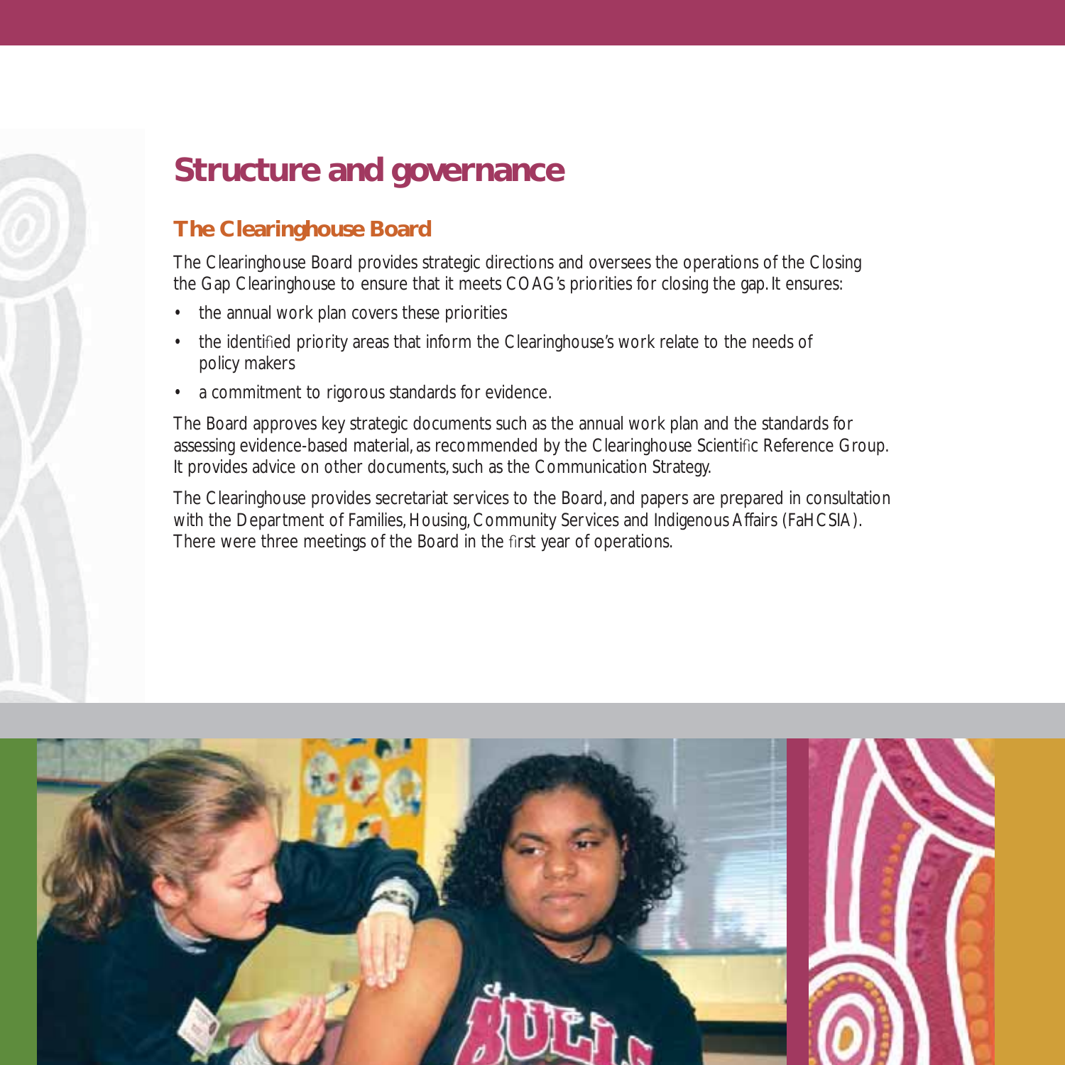# Structure and governance

## The Clearinghouse Board

The Clearinghouse Board provides strategic directions and oversees the operations of the Closing the Gap Clearinghouse to ensure that it meets COAG's priorities for closing the gap. It ensures:

- the annual work plan covers these priorities
- the identified priority areas that inform the Clearinghouse's work relate to the needs of policy makers
- a commitment to rigorous standards for evidence.

The Board approves key strategic documents such as the annual work plan and the standards for assessing evidence-based material, as recommended by the Clearinghouse Scientific Reference Group. It provides advice on other documents, such as the Communication Strategy.

The Clearinghouse provides secretariat services to the Board, and papers are prepared in consultation with the Department of Families, Housing, Community Services and Indigenous Affairs (FaHCSIA). There were three meetings of the Board in the first year of operations.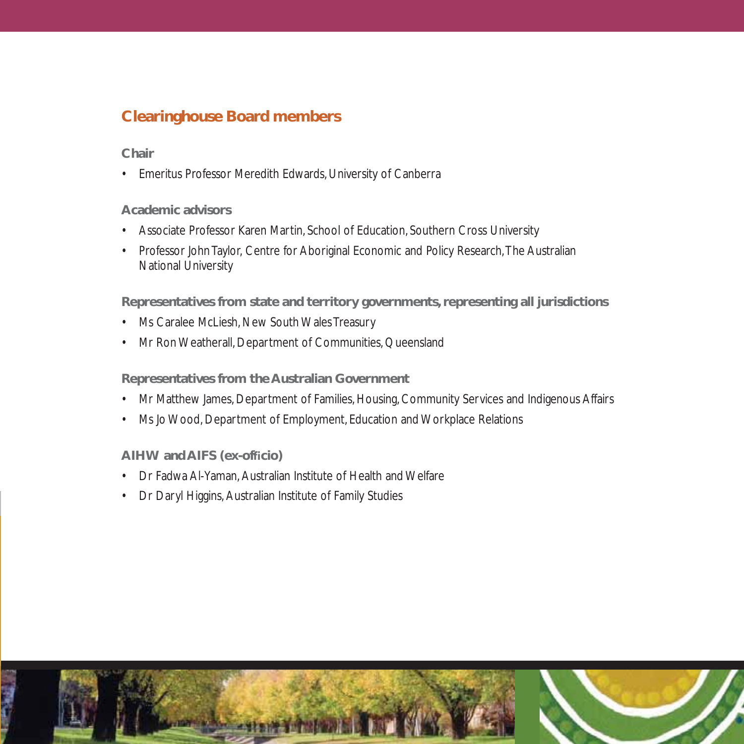## Clearinghouse Board members

### Chair

- Emeritus Professor Meredith Edwards, University of Canberra

### Academic advisors

- Associate Professor Karen Martin, School of Education, Southern Cross University
- Professor John Taylor, Centre for Aboriginal Economic and Policy Research, The Australian National University

### Representatives from state and territory governments, representing all jurisdictions

- Ms Caralee McLiesh, New South Wales Treasury
- Mr Ron Weatherall, Department of Communities, Queensland

### Representatives from the Australian Government

- Mr Matthew James, Department of Families, Housing, Community Services and Indigenous Affairs
- Ms Jo Wood, Department of Employment, Education and Workplace Relations

### AIHW and AIFS (ex-officio)

- Dr Fadwa Al-Yaman, Australian Institute of Health and Welfare
- Dr Daryl Higgins, Australian Institute of Family Studies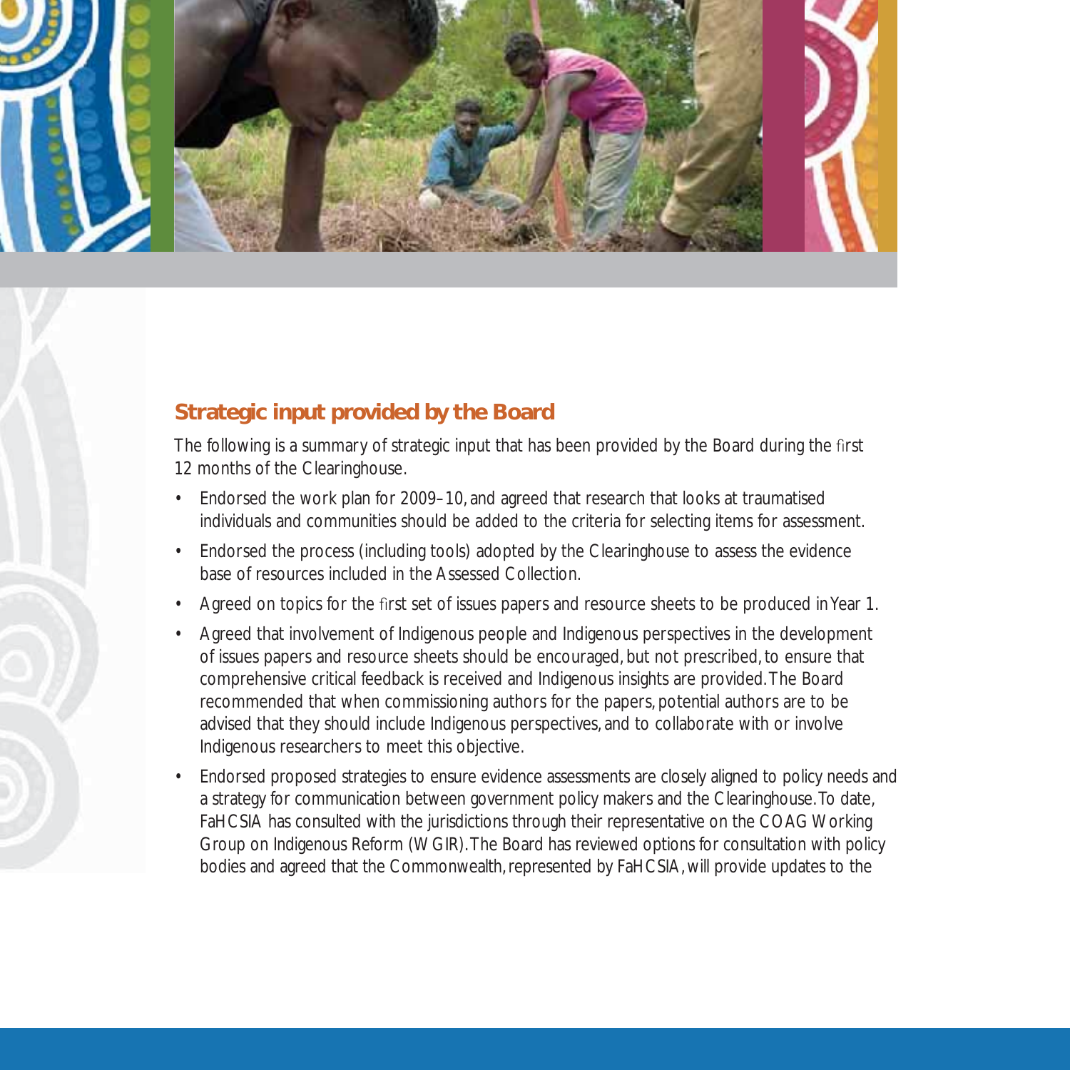## Strategic input provided by the Board

The following is a summary of strategic input that has been provided by the Board during the first 12 months of the Clearinghouse.

- Endorsed the work plan for 2009–10, and agreed that research that looks at traumatised individuals and communities should be added to the criteria for selecting items for assessment.
- Endorsed the process (including tools) adopted by the Clearinghouse to assess the evidence base of resources included in the Assessed Collection.
- Agreed on topics for the first set of issues papers and resource sheets to be produced in Year 1.
- Agreed that involvement of Indigenous people and Indigenous perspectives in the development of issues papers and resource sheets should be encouraged, but not prescribed, to ensure that comprehensive critical feedback is received and Indigenous insights are provided. The Board recommended that when commissioning authors for the papers, potential authors are to be advised that they should include Indigenous perspectives, and to collaborate with or involve Indigenous researchers to meet this objective.
- Endorsed proposed strategies to ensure evidence assessments are closely aligned to policy needs and a strategy for communication between government policy makers and the Clearinghouse. To date, FaHCSIA has consulted with the jurisdictions through their representative on the COAG Working Group on Indigenous Reform (WGIR). The Board has reviewed options for consultation with policy bodies and agreed that the Commonwealth, represented by FaHCSIA, will provide updates to the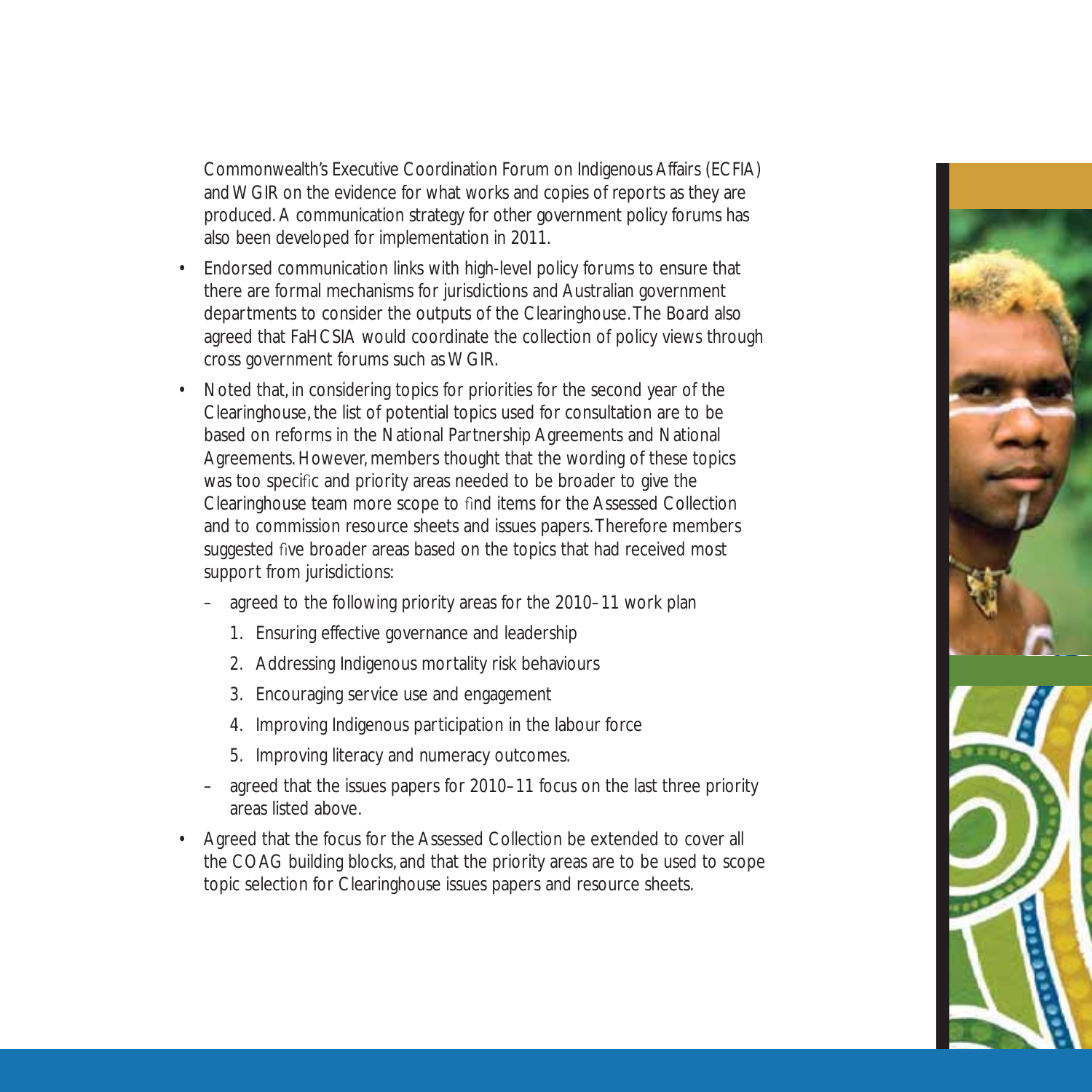Commonwealth's Executive Coordination Forum on Indigenous Affairs (ECFIA) and WGIR on the evidence for what works and copies of reports as they are produced. A communication strategy for other government policy forums has also been developed for implementation in 2011.

- Endorsed communication links with high-level policy forums to ensure that there are formal mechanisms for jurisdictions and Australian government departments to consider the outputs of the Clearinghouse. The Board also agreed that FaHCSIA would coordinate the collection of policy views through cross government forums such as WGIR.
- Noted that, in considering topics for priorities for the second year of the Clearinghouse, the list of potential topics used for consultation are to be based on reforms in the National Partnership Agreements and National Agreements. However, members thought that the wording of these topics was too specific and priority areas needed to be broader to give the Clearinghouse team more scope to find items for the Assessed Collection and to commission resource sheets and issues papers. Therefore members suggested five broader areas based on the topics that had received most support from jurisdictions:
  - agreed to the following priority areas for the 2010–11 work plan
    1. Ensuring effective governance and leadership
    2. Addressing Indigenous mortality risk behaviours
    3. Encouraging service use and engagement
    4. Improving Indigenous participation in the labour force
    5. Improving literacy and numeracy outcomes.
  - agreed that the issues papers for 2010–11 focus on the last three priority areas listed above.
- Agreed that the focus for the Assessed Collection be extended to cover all the COAG building blocks, and that the priority areas are to be used to scope topic selection for Clearinghouse issues papers and resource sheets.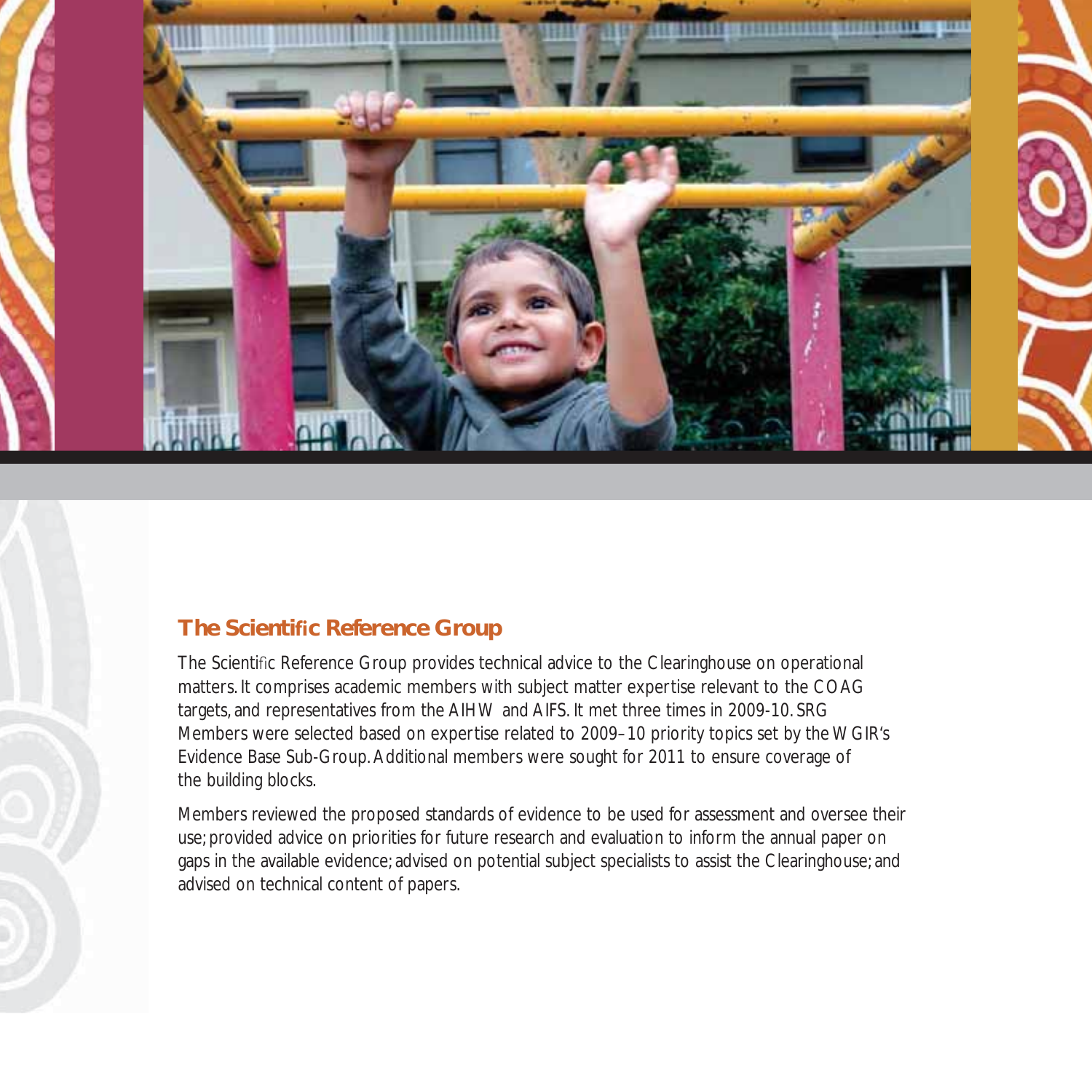## The Scientific Reference Group

The Scientific Reference Group provides technical advice to the Clearinghouse on operational matters. It comprises academic members with subject matter expertise relevant to the COAG targets, and representatives from the AIHW and AIFS. It met three times in 2009-10. SRG Members were selected based on expertise related to 2009–10 priority topics set by the WGIR's Evidence Base Sub-Group. Additional members were sought for 2011 to ensure coverage of the building blocks.

Members reviewed the proposed standards of evidence to be used for assessment and oversee their use; provided advice on priorities for future research and evaluation to inform the annual paper on gaps in the available evidence; advised on potential subject specialists to assist the Clearinghouse; and advised on technical content of papers.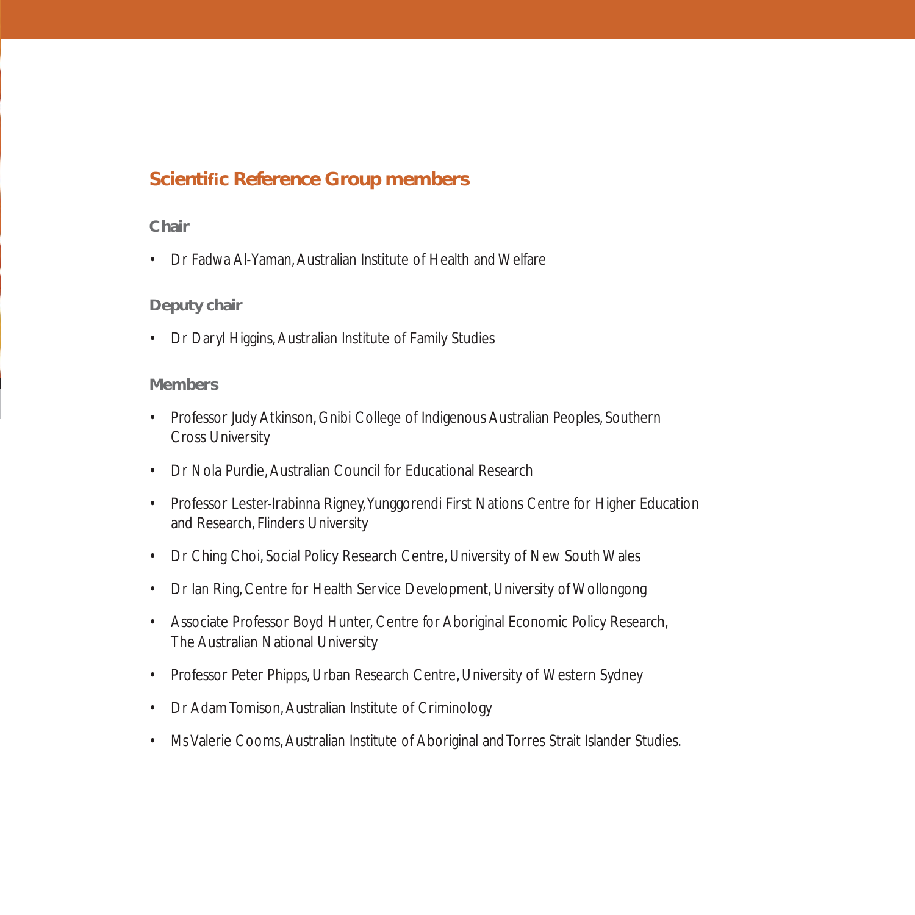## Scientific Reference Group members

### Chair

- Dr Fadwa Al-Yaman, Australian Institute of Health and Welfare

### Deputy chair

- Dr Daryl Higgins, Australian Institute of Family Studies

### Members

- Professor Judy Atkinson, Gnibi College of Indigenous Australian Peoples, Southern Cross University
- Dr Nola Purdie, Australian Council for Educational Research
- Professor Lester-Irabinna Rigney, Yunggorendi First Nations Centre for Higher Education and Research, Flinders University
- Dr Ching Choi, Social Policy Research Centre, University of New South Wales
- Dr Ian Ring, Centre for Health Service Development, University of Wollongong
- Associate Professor Boyd Hunter, Centre for Aboriginal Economic Policy Research, The Australian National University
- Professor Peter Phipps, Urban Research Centre, University of Western Sydney
- Dr Adam Tomison, Australian Institute of Criminology
- Ms Valerie Cooms, Australian Institute of Aboriginal and Torres Strait Islander Studies.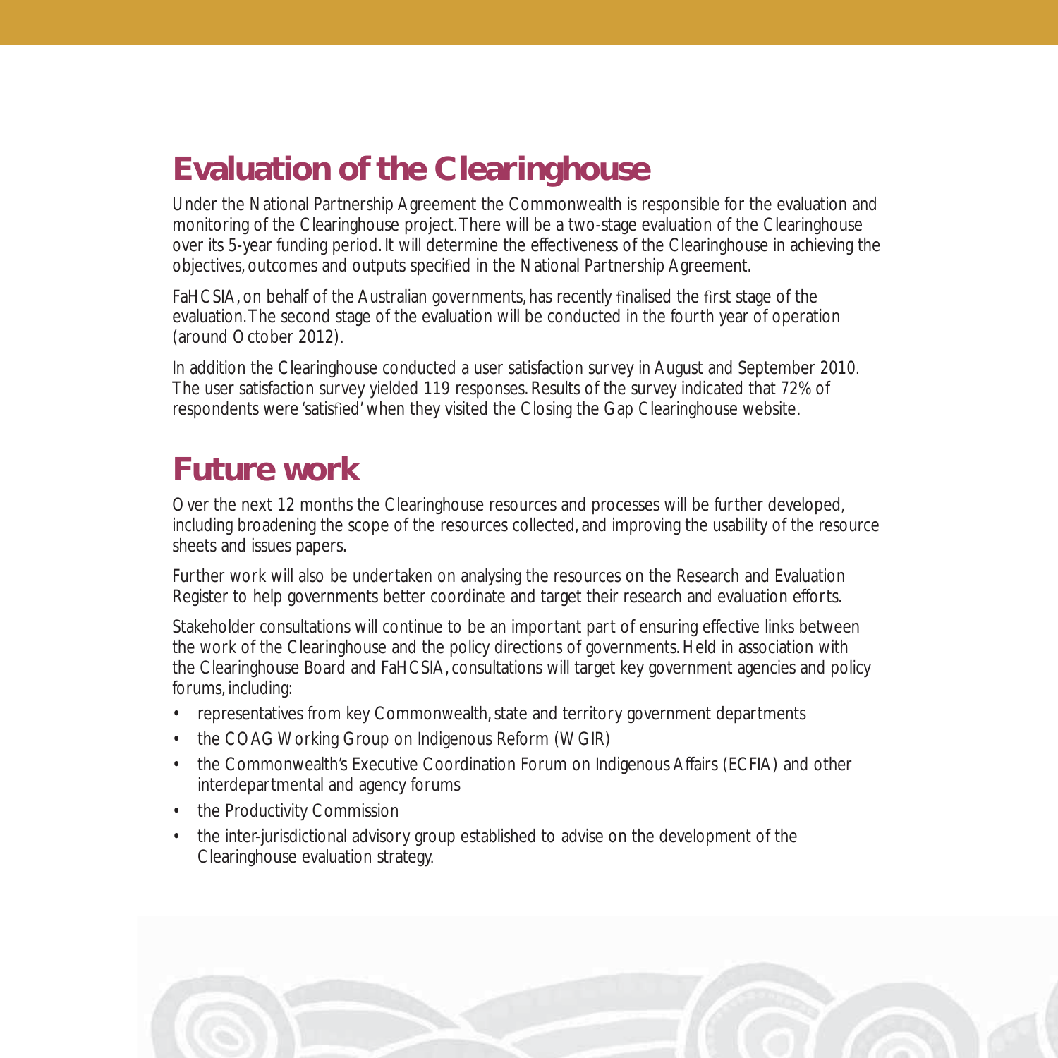## Evaluation of the Clearinghouse

Under the National Partnership Agreement the Commonwealth is responsible for the evaluation and monitoring of the Clearinghouse project. There will be a two-stage evaluation of the Clearinghouse over its 5-year funding period. It will determine the effectiveness of the Clearinghouse in achieving the objectives, outcomes and outputs specified in the National Partnership Agreement.

FaHCSIA, on behalf of the Australian governments, has recently finalised the first stage of the evaluation. The second stage of the evaluation will be conducted in the fourth year of operation (around October 2012).

In addition the Clearinghouse conducted a user satisfaction survey in August and September 2010. The user satisfaction survey yielded 119 responses. Results of the survey indicated that 72% of respondents were 'satisfied' when they visited the Closing the Gap Clearinghouse website.

## Future work

Over the next 12 months the Clearinghouse resources and processes will be further developed, including broadening the scope of the resources collected, and improving the usability of the resource sheets and issues papers.

Further work will also be undertaken on analysing the resources on the Research and Evaluation Register to help governments better coordinate and target their research and evaluation efforts.

Stakeholder consultations will continue to be an important part of ensuring effective links between the work of the Clearinghouse and the policy directions of governments. Held in association with the Clearinghouse Board and FaHCSIA, consultations will target key government agencies and policy forums, including:

- representatives from key Commonwealth, state and territory government departments
- the COAG Working Group on Indigenous Reform (WGIR)
- the Commonwealth's Executive Coordination Forum on Indigenous Affairs (ECFIA) and other interdepartmental and agency forums
- the Productivity Commission
- the inter-jurisdictional advisory group established to advise on the development of the Clearinghouse evaluation strategy.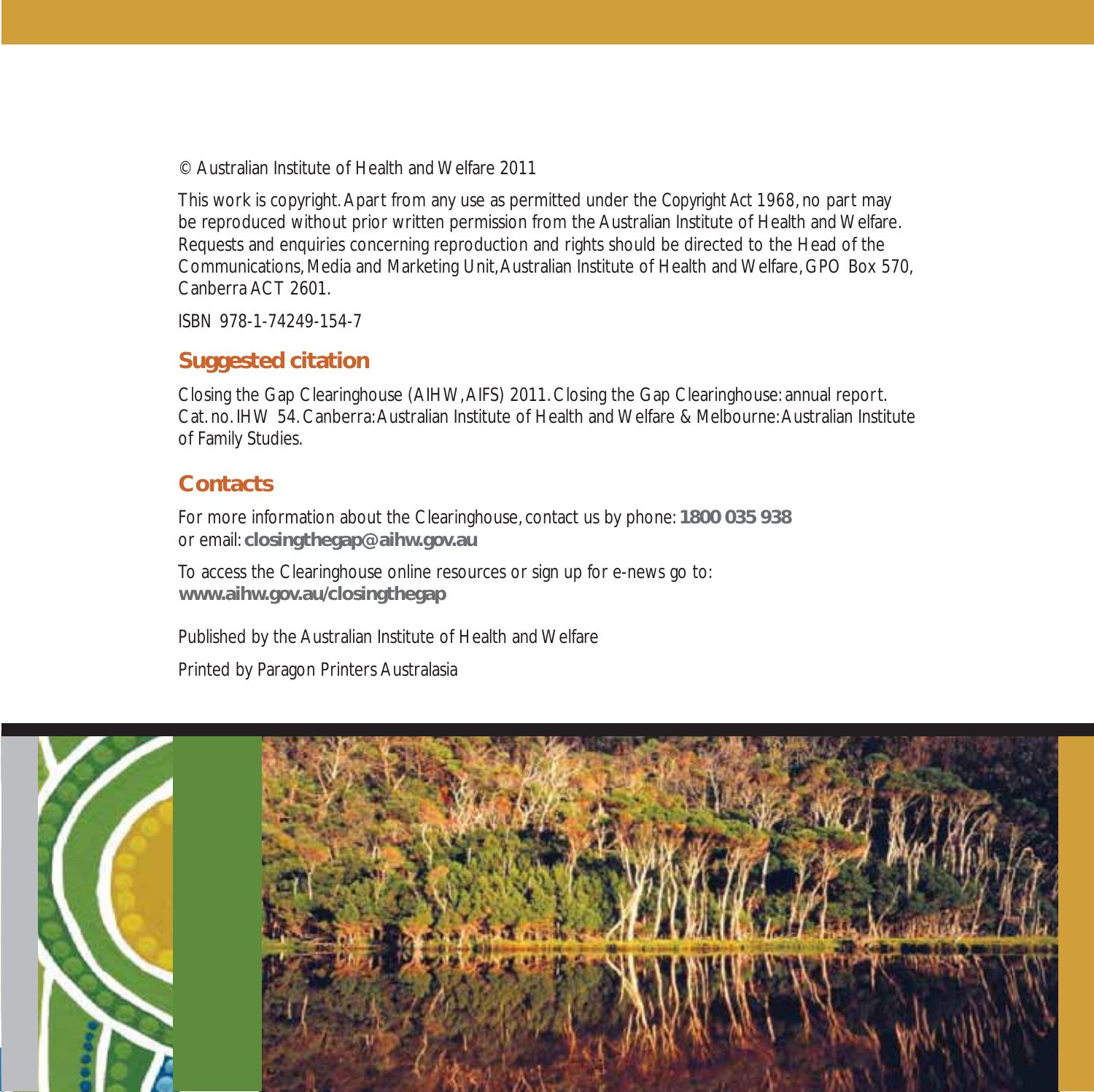© Australian Institute of Health and Welfare 2011

This work is copyright. Apart from any use as permitted under the *Copyright Act 1968*, no part may be reproduced without prior written permission from the Australian Institute of Health and Welfare. Requests and enquiries concerning reproduction and rights should be directed to the Head of the Communications, Media and Marketing Unit, Australian Institute of Health and Welfare, GPO Box 570, Canberra ACT 2601.

ISBN 978-1-74249-154-7

## Suggested citation

Closing the Gap Clearinghouse (AIHW, AIFS) 2011. Closing the Gap Clearinghouse: annual report. Cat. no. IHW 54. Canberra: Australian Institute of Health and Welfare & Melbourne: Australian Institute of Family Studies.

## Contacts

For more information about the Clearinghouse, contact us by phone: **1800 035 938** or email: **closingthegap@aihw.gov.au**

To access the Clearinghouse online resources or sign up for e-news go to: **www.aihw.gov.au/closingthegap**

Published by the Australian Institute of Health and Welfare

Printed by Paragon Printers Australasia